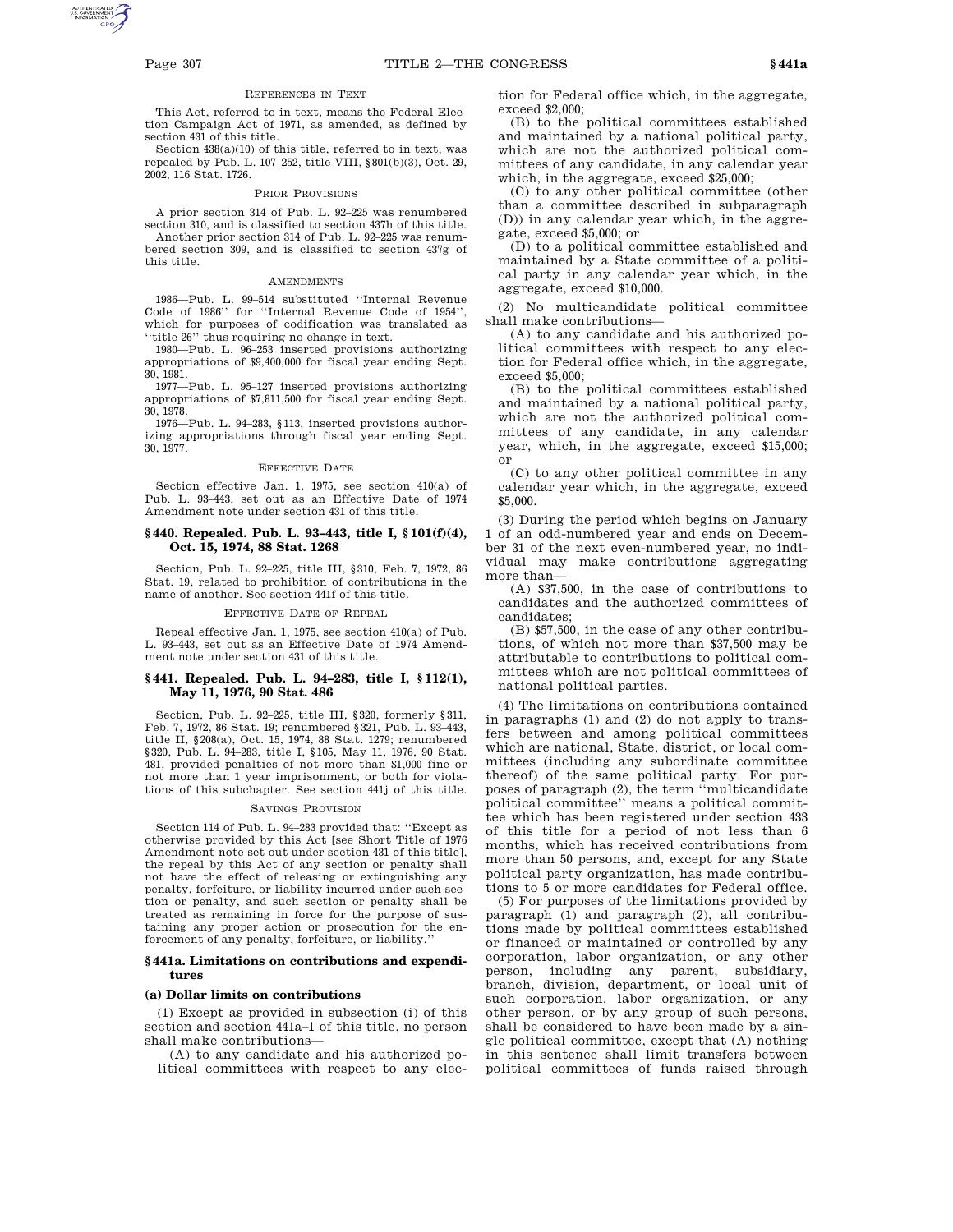REFERENCES IN TEXT

This Act, referred to in text, means the Federal Election Campaign Act of 1971, as amended, as defined by section 431 of this title.

Section 438(a)(10) of this title, referred to in text, was repealed by Pub. L. 107–252, title VIII, §801(b)(3), Oct. 29, 2002, 116 Stat. 1726.

PRIOR PROVISIONS

A prior section 314 of Pub. L. 92–225 was renumbered section 310, and is classified to section 437h of this title.

Another prior section 314 of Pub. L. 92–225 was renumbered section 309, and is classified to section 437g of this title.

AMENDMENTS

1986—Pub. L. 99–514 substituted ''Internal Revenue Code of 1986'' for ''Internal Revenue Code of 1954'', which for purposes of codification was translated as ''title 26'' thus requiring no change in text.

1980—Pub. L. 96–253 inserted provisions authorizing appropriations of $9,400,000 for fiscal year ending Sept. 30, 1981.

1977—Pub. L. 95–127 inserted provisions authorizing appropriations of $7,811,500 for fiscal year ending Sept. 30, 1978.

1976—Pub. L. 94–283, §113, inserted provisions authorizing appropriations through fiscal year ending Sept. 30, 1977.

EFFECTIVE DATE

Section effective Jan. 1, 1975, see section 410(a) of Pub. L. 93–443, set out as an Effective Date of 1974 Amendment note under section 431 of this title.

## §440. Repealed. Pub. L. 93–443, title I, §101(f)(4), Oct. 15, 1974, 88 Stat. 1268

Section, Pub. L. 92–225, title III, §310, Feb. 7, 1972, 86 Stat. 19, related to prohibition of contributions in the name of another. See section 441f of this title.

EFFECTIVE DATE OF REPEAL

Repeal effective Jan. 1, 1975, see section 410(a) of Pub. L. 93–443, set out as an Effective Date of 1974 Amendment note under section 431 of this title.

## §441. Repealed. Pub. L. 94–283, title I, §112(1), May 11, 1976, 90 Stat. 486

Section, Pub. L. 92–225, title III, §320, formerly §311, Feb. 7, 1972, 86 Stat. 19; renumbered §321, Pub. L. 93–443, title II, §208(a), Oct. 15, 1974, 88 Stat. 1279; renumbered §320, Pub. L. 94–283, title I, §105, May 11, 1976, 90 Stat. 481, provided penalties of not more than $1,000 fine or not more than 1 year imprisonment, or both for violations of this subchapter. See section 441j of this title.

SAVINGS PROVISION

Section 114 of Pub. L. 94–283 provided that: ''Except as otherwise provided by this Act [see Short Title of 1976 Amendment note set out under section 431 of this title], the repeal by this Act of any section or penalty shall not have the effect of releasing or extinguishing any penalty, forfeiture, or liability incurred under such section or penalty, and such section or penalty shall be treated as remaining in force for the purpose of sustaining any proper action or prosecution for the enforcement of any penalty, forfeiture, or liability.''

## §441a. Limitations on contributions and expenditures

### (a) Dollar limits on contributions

(1) Except as provided in subsection (i) of this section and section 441a–1 of this title, no person shall make contributions—

(A) to any candidate and his authorized political committees with respect to any election for Federal office which, in the aggregate, exceed $2,000;

(B) to the political committees established and maintained by a national political party, which are not the authorized political committees of any candidate, in any calendar year which, in the aggregate, exceed $25,000;

(C) to any other political committee (other than a committee described in subparagraph (D)) in any calendar year which, in the aggregate, exceed $5,000; or

(D) to a political committee established and maintained by a State committee of a political party in any calendar year which, in the aggregate, exceed $10,000.

(2) No multicandidate political committee shall make contributions—

(A) to any candidate and his authorized political committees with respect to any election for Federal office which, in the aggregate, exceed $5,000;

(B) to the political committees established and maintained by a national political party, which are not the authorized political committees of any candidate, in any calendar year, which, in the aggregate, exceed $15,000; or

(C) to any other political committee in any calendar year which, in the aggregate, exceed $5,000.

(3) During the period which begins on January 1 of an odd-numbered year and ends on December 31 of the next even-numbered year, no individual may make contributions aggregating more than—

(A) $37,500, in the case of contributions to candidates and the authorized committees of candidates;

(B) $57,500, in the case of any other contributions, of which not more than $37,500 may be attributable to contributions to political committees which are not political committees of national political parties.

(4) The limitations on contributions contained in paragraphs (1) and (2) do not apply to transfers between and among political committees which are national, State, district, or local committees (including any subordinate committee thereof) of the same political party. For purposes of paragraph (2), the term ''multicandidate political committee'' means a political committee which has been registered under section 433 of this title for a period of not less than 6 months, which has received contributions from more than 50 persons, and, except for any State political party organization, has made contributions to 5 or more candidates for Federal office.

(5) For purposes of the limitations provided by paragraph (1) and paragraph (2), all contributions made by political committees established or financed or maintained or controlled by any corporation, labor organization, or any other person, including any parent, subsidiary, branch, division, department, or local unit of such corporation, labor organization, or any other person, or by any group of such persons, shall be considered to have been made by a single political committee, except that (A) nothing in this sentence shall limit transfers between political committees of funds raised through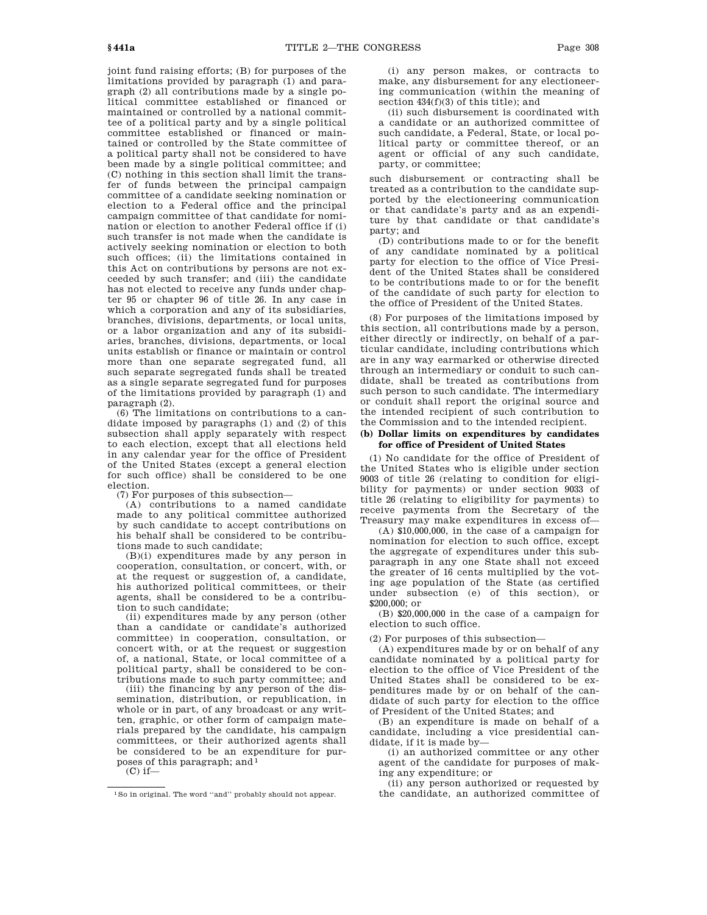joint fund raising efforts; (B) for purposes of the limitations provided by paragraph (1) and paragraph (2) all contributions made by a single political committee established or financed or maintained or controlled by a national committee of a political party and by a single political committee established or financed or maintained or controlled by the State committee of a political party shall not be considered to have been made by a single political committee; and (C) nothing in this section shall limit the transfer of funds between the principal campaign committee of a candidate seeking nomination or election to a Federal office and the principal campaign committee of that candidate for nomination or election to another Federal office if (i) such transfer is not made when the candidate is actively seeking nomination or election to both such offices; (ii) the limitations contained in this Act on contributions by persons are not exceeded by such transfer; and (iii) the candidate has not elected to receive any funds under chapter 95 or chapter 96 of title 26. In any case in which a corporation and any of its subsidiaries, branches, divisions, departments, or local units, or a labor organization and any of its subsidiaries, branches, divisions, departments, or local units establish or finance or maintain or control more than one separate segregated fund, all such separate segregated funds shall be treated as a single separate segregated fund for purposes of the limitations provided by paragraph (1) and paragraph (2).

(6) The limitations on contributions to a candidate imposed by paragraphs (1) and (2) of this subsection shall apply separately with respect to each election, except that all elections held in any calendar year for the office of President of the United States (except a general election for such office) shall be considered to be one election.

(7) For purposes of this subsection—

(A) contributions to a named candidate made to any political committee authorized by such candidate to accept contributions on his behalf shall be considered to be contributions made to such candidate;

(B)(i) expenditures made by any person in cooperation, consultation, or concert, with, or at the request or suggestion of, a candidate, his authorized political committees, or their agents, shall be considered to be a contribution to such candidate;

(ii) expenditures made by any person (other than a candidate or candidate's authorized committee) in cooperation, consultation, or concert with, or at the request or suggestion of, a national, State, or local committee of a political party, shall be considered to be contributions made to such party committee; and

(iii) the financing by any person of the dissemination, distribution, or republication, in whole or in part, of any broadcast or any written, graphic, or other form of campaign materials prepared by the candidate, his campaign committees, or their authorized agents shall be considered to be an expenditure for purposes of this paragraph; and[1]

(C) if—

(i) any person makes, or contracts to make, any disbursement for any electioneering communication (within the meaning of section 434(f)(3) of this title); and

(ii) such disbursement is coordinated with a candidate or an authorized committee of such candidate, a Federal, State, or local political party or committee thereof, or an agent or official of any such candidate, party, or committee;

such disbursement or contracting shall be treated as a contribution to the candidate supported by the electioneering communication or that candidate's party and as an expenditure by that candidate or that candidate's party; and

(D) contributions made to or for the benefit of any candidate nominated by a political party for election to the office of Vice President of the United States shall be considered to be contributions made to or for the benefit of the candidate of such party for election to the office of President of the United States.

(8) For purposes of the limitations imposed by this section, all contributions made by a person, either directly or indirectly, on behalf of a particular candidate, including contributions which are in any way earmarked or otherwise directed through an intermediary or conduit to such candidate, shall be treated as contributions from such person to such candidate. The intermediary or conduit shall report the original source and the intended recipient of such contribution to the Commission and to the intended recipient.

**(b) Dollar limits on expenditures by candidates for office of President of United States**

(1) No candidate for the office of President of the United States who is eligible under section 9003 of title 26 (relating to condition for eligibility for payments) or under section 9033 of title 26 (relating to eligibility for payments) to receive payments from the Secretary of the Treasury may make expenditures in excess of—

(A) $10,000,000, in the case of a campaign for nomination for election to such office, except the aggregate of expenditures under this subparagraph in any one State shall not exceed the greater of 16 cents multiplied by the voting age population of the State (as certified under subsection (e) of this section), or $200,000; or

(B) $20,000,000 in the case of a campaign for election to such office.

(2) For purposes of this subsection—

(A) expenditures made by or on behalf of any candidate nominated by a political party for election to the office of Vice President of the United States shall be considered to be expenditures made by or on behalf of the candidate of such party for election to the office of President of the United States; and

(B) an expenditure is made on behalf of a candidate, including a vice presidential candidate, if it is made by—

(i) an authorized committee or any other agent of the candidate for purposes of making any expenditure; or

(ii) any person authorized or requested by the candidate, an authorized committee of

[1] So in original. The word "and" probably should not appear.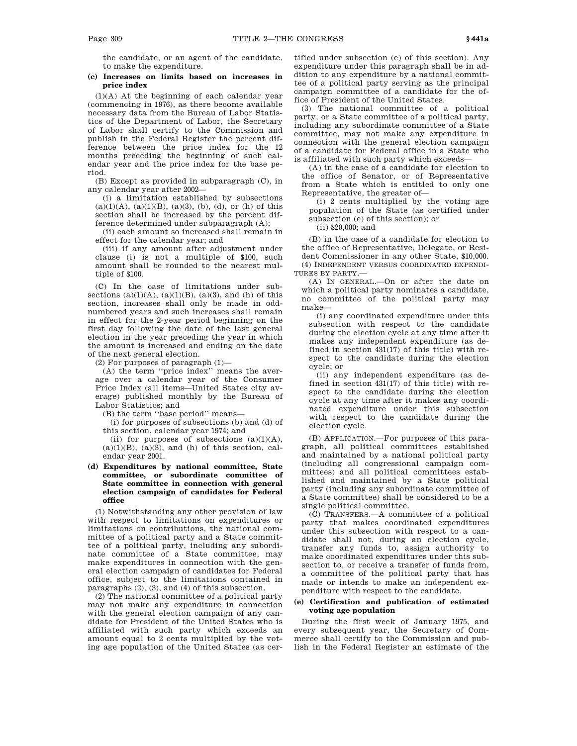the candidate, or an agent of the candidate, to make the expenditure.

**(c) Increases on limits based on increases in price index**

(1)(A) At the beginning of each calendar year (commencing in 1976), as there become available necessary data from the Bureau of Labor Statistics of the Department of Labor, the Secretary of Labor shall certify to the Commission and publish in the Federal Register the percent difference between the price index for the 12 months preceding the beginning of such calendar year and the price index for the base period.

(B) Except as provided in subparagraph (C), in any calendar year after 2002—

(i) a limitation established by subsections (a)(1)(A), (a)(1)(B), (a)(3), (b), (d), or (h) of this section shall be increased by the percent difference determined under subparagraph (A);

(ii) each amount so increased shall remain in effect for the calendar year; and

(iii) if any amount after adjustment under clause (i) is not a multiple of $100, such amount shall be rounded to the nearest multiple of $100.

(C) In the case of limitations under subsections (a)(1)(A), (a)(1)(B), (a)(3), and (h) of this section, increases shall only be made in odd-numbered years and such increases shall remain in effect for the 2-year period beginning on the first day following the date of the last general election in the year preceding the year in which the amount is increased and ending on the date of the next general election.

(2) For purposes of paragraph (1)—

(A) the term ''price index'' means the average over a calendar year of the Consumer Price Index (all items—United States city average) published monthly by the Bureau of Labor Statistics; and

(B) the term ''base period'' means—

(i) for purposes of subsections (b) and (d) of this section, calendar year 1974; and

(ii) for purposes of subsections (a)(1)(A), (a)(1)(B), (a)(3), and (h) of this section, calendar year 2001.

**(d) Expenditures by national committee, State committee, or subordinate committee of State committee in connection with general election campaign of candidates for Federal office**

(1) Notwithstanding any other provision of law with respect to limitations on expenditures or limitations on contributions, the national committee of a political party and a State committee of a political party, including any subordinate committee of a State committee, may make expenditures in connection with the general election campaign of candidates for Federal office, subject to the limitations contained in paragraphs (2), (3), and (4) of this subsection.

(2) The national committee of a political party may not make any expenditure in connection with the general election campaign of any candidate for President of the United States who is affiliated with such party which exceeds an amount equal to 2 cents multiplied by the voting age population of the United States (as certified under subsection (e) of this section). Any expenditure under this paragraph shall be in addition to any expenditure by a national committee of a political party serving as the principal campaign committee of a candidate for the office of President of the United States.

(3) The national committee of a political party, or a State committee of a political party, including any subordinate committee of a State committee, may not make any expenditure in connection with the general election campaign of a candidate for Federal office in a State who is affiliated with such party which exceeds—

(A) in the case of a candidate for election to the office of Senator, or of Representative from a State which is entitled to only one Representative, the greater of—

(i) 2 cents multiplied by the voting age population of the State (as certified under subsection (e) of this section); or

(ii) $20,000; and

(B) in the case of a candidate for election to the office of Representative, Delegate, or Resident Commissioner in any other State, $10,000.

(4) INDEPENDENT VERSUS COORDINATED EXPENDITURES BY PARTY.—

(A) IN GENERAL.—On or after the date on which a political party nominates a candidate, no committee of the political party may make—

(i) any coordinated expenditure under this subsection with respect to the candidate during the election cycle at any time after it makes any independent expenditure (as defined in section 431(17) of this title) with respect to the candidate during the election cycle; or

(ii) any independent expenditure (as defined in section 431(17) of this title) with respect to the candidate during the election cycle at any time after it makes any coordinated expenditure under this subsection with respect to the candidate during the election cycle.

(B) APPLICATION.—For purposes of this paragraph, all political committees established and maintained by a national political party (including all congressional campaign committees) and all political committees established and maintained by a State political party (including any subordinate committee of a State committee) shall be considered to be a single political committee.

(C) TRANSFERS.—A committee of a political party that makes coordinated expenditures under this subsection with respect to a candidate shall not, during an election cycle, transfer any funds to, assign authority to make coordinated expenditures under this subsection to, or receive a transfer of funds from, a committee of the political party that has made or intends to make an independent expenditure with respect to the candidate.

**(e) Certification and publication of estimated voting age population**

During the first week of January 1975, and every subsequent year, the Secretary of Commerce shall certify to the Commission and publish in the Federal Register an estimate of the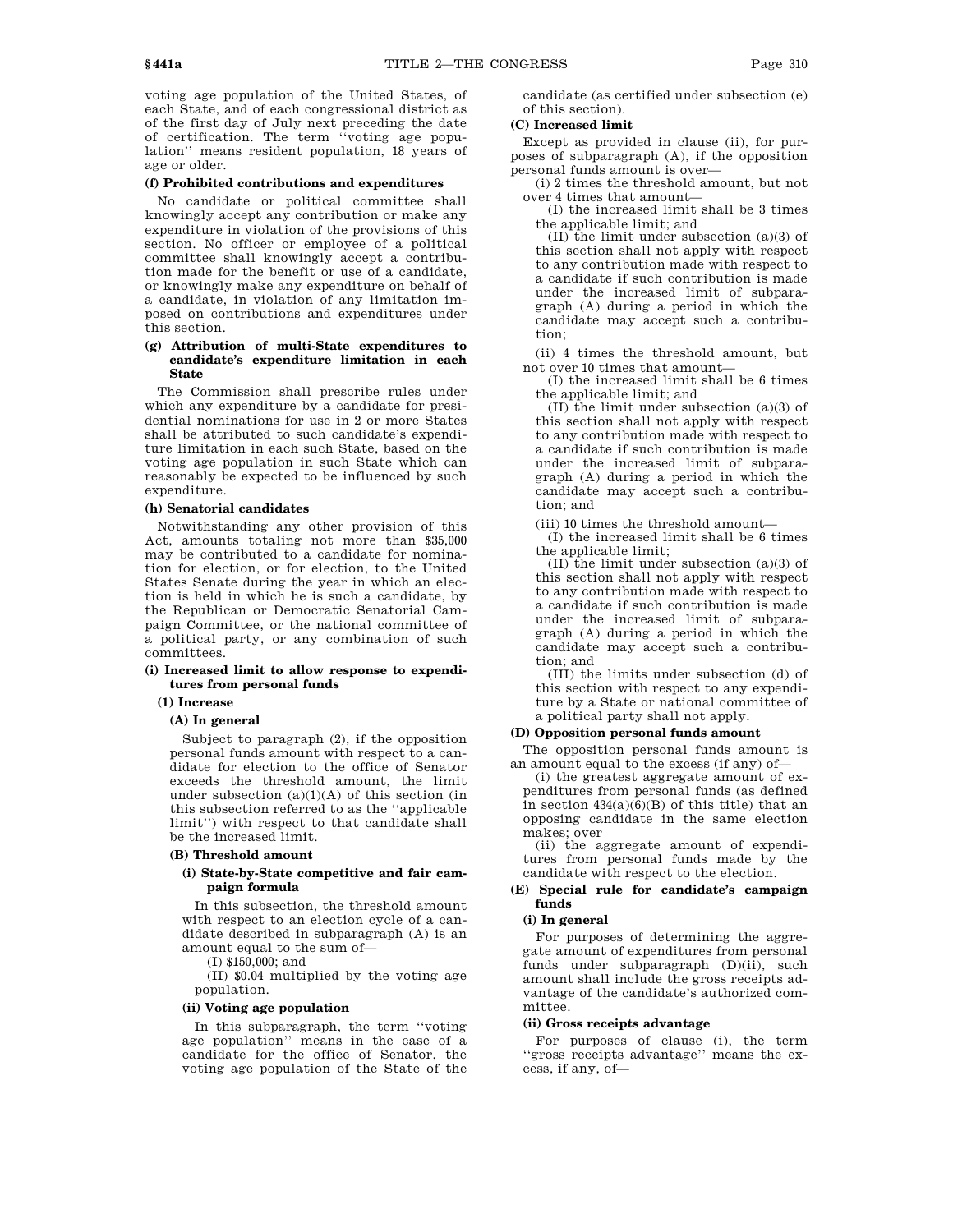voting age population of the United States, of each State, and of each congressional district as of the first day of July next preceding the date of certification. The term ''voting age population'' means resident population, 18 years of age or older.

#### (f) Prohibited contributions and expenditures

No candidate or political committee shall knowingly accept any contribution or make any expenditure in violation of the provisions of this section. No officer or employee of a political committee shall knowingly accept a contribution made for the benefit or use of a candidate, or knowingly make any expenditure on behalf of a candidate, in violation of any limitation imposed on contributions and expenditures under this section.

#### (g) Attribution of multi-State expenditures to candidate's expenditure limitation in each State

The Commission shall prescribe rules under which any expenditure by a candidate for presidential nominations for use in 2 or more States shall be attributed to such candidate's expenditure limitation in each such State, based on the voting age population in such State which can reasonably be expected to be influenced by such expenditure.

#### (h) Senatorial candidates

Notwithstanding any other provision of this Act, amounts totaling not more than $35,000 may be contributed to a candidate for nomination for election, or for election, to the United States Senate during the year in which an election is held in which he is such a candidate, by the Republican or Democratic Senatorial Campaign Committee, or the national committee of a political party, or any combination of such committees.

#### (i) Increased limit to allow response to expenditures from personal funds

##### (1) Increase

##### (A) In general

Subject to paragraph (2), if the opposition personal funds amount with respect to a candidate for election to the office of Senator exceeds the threshold amount, the limit under subsection (a)(1)(A) of this section (in this subsection referred to as the ''applicable limit'') with respect to that candidate shall be the increased limit.

##### (B) Threshold amount

##### (i) State-by-State competitive and fair campaign formula

In this subsection, the threshold amount with respect to an election cycle of a candidate described in subparagraph (A) is an amount equal to the sum of—

(I) $150,000; and

(II) $0.04 multiplied by the voting age population.

##### (ii) Voting age population

In this subparagraph, the term ''voting age population'' means in the case of a candidate for the office of Senator, the voting age population of the State of the candidate (as certified under subsection (e) of this section).

##### (C) Increased limit

Except as provided in clause (ii), for purposes of subparagraph (A), if the opposition personal funds amount is over—

(i) 2 times the threshold amount, but not over 4 times that amount—

(I) the increased limit shall be 3 times the applicable limit; and

(II) the limit under subsection (a)(3) of this section shall not apply with respect to any contribution made with respect to a candidate if such contribution is made under the increased limit of subparagraph (A) during a period in which the candidate may accept such a contribution;

(ii) 4 times the threshold amount, but not over 10 times that amount—

(I) the increased limit shall be 6 times the applicable limit; and

(II) the limit under subsection (a)(3) of this section shall not apply with respect to any contribution made with respect to a candidate if such contribution is made under the increased limit of subparagraph (A) during a period in which the candidate may accept such a contribution; and

(iii) 10 times the threshold amount—

(I) the increased limit shall be 6 times the applicable limit;

(II) the limit under subsection (a)(3) of this section shall not apply with respect to any contribution made with respect to a candidate if such contribution is made under the increased limit of subparagraph (A) during a period in which the candidate may accept such a contribution; and

(III) the limits under subsection (d) of this section with respect to any expenditure by a State or national committee of a political party shall not apply.

##### (D) Opposition personal funds amount

The opposition personal funds amount is an amount equal to the excess (if any) of—

(i) the greatest aggregate amount of expenditures from personal funds (as defined in section 434(a)(6)(B) of this title) that an opposing candidate in the same election makes; over

(ii) the aggregate amount of expenditures from personal funds made by the candidate with respect to the election.

##### (E) Special rule for candidate's campaign funds

##### (i) In general

For purposes of determining the aggregate amount of expenditures from personal funds under subparagraph (D)(ii), such amount shall include the gross receipts advantage of the candidate's authorized committee.

##### (ii) Gross receipts advantage

For purposes of clause (i), the term ''gross receipts advantage'' means the excess, if any, of—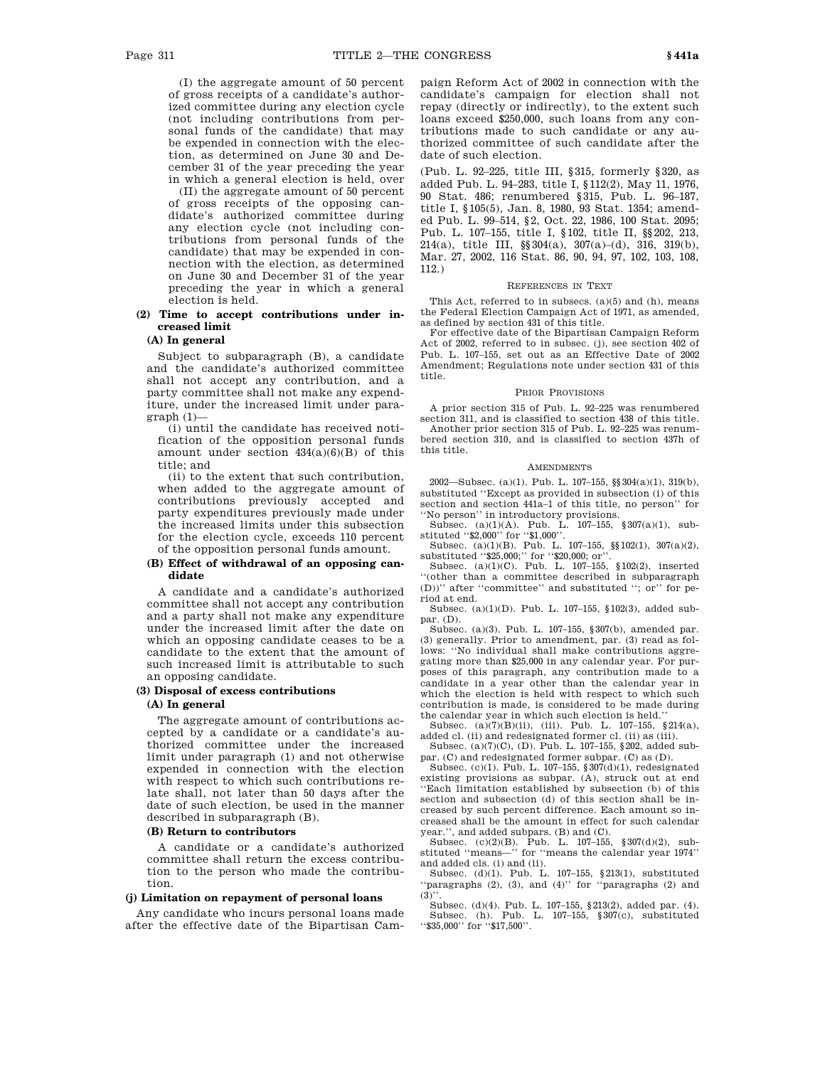(I) the aggregate amount of 50 percent of gross receipts of a candidate's authorized committee during any election cycle (not including contributions from personal funds of the candidate) that may be expended in connection with the election, as determined on June 30 and December 31 of the year preceding the year in which a general election is held, over

(II) the aggregate amount of 50 percent of gross receipts of the opposing candidate's authorized committee during any election cycle (not including contributions from personal funds of the candidate) that may be expended in connection with the election, as determined on June 30 and December 31 of the year preceding the year in which a general election is held.

**(2) Time to accept contributions under increased limit**

**(A) In general**

Subject to subparagraph (B), a candidate and the candidate's authorized committee shall not accept any contribution, and a party committee shall not make any expenditure, under the increased limit under paragraph (1)—

(i) until the candidate has received notification of the opposition personal funds amount under section 434(a)(6)(B) of this title; and

(ii) to the extent that such contribution, when added to the aggregate amount of contributions previously accepted and party expenditures previously made under the increased limits under this subsection for the election cycle, exceeds 110 percent of the opposition personal funds amount.

**(B) Effect of withdrawal of an opposing candidate**

A candidate and a candidate's authorized committee shall not accept any contribution and a party shall not make any expenditure under the increased limit after the date on which an opposing candidate ceases to be a candidate to the extent that the amount of such increased limit is attributable to such an opposing candidate.

**(3) Disposal of excess contributions**

**(A) In general**

The aggregate amount of contributions accepted by a candidate or a candidate's authorized committee under the increased limit under paragraph (1) and not otherwise expended in connection with the election with respect to which such contributions relate shall, not later than 50 days after the date of such election, be used in the manner described in subparagraph (B).

**(B) Return to contributors**

A candidate or a candidate's authorized committee shall return the excess contribution to the person who made the contribution.

**(j) Limitation on repayment of personal loans**

Any candidate who incurs personal loans made after the effective date of the Bipartisan Campaign Reform Act of 2002 in connection with the candidate's campaign for election shall not repay (directly or indirectly), to the extent such loans exceed $250,000, such loans from any contributions made to such candidate or any authorized committee of such candidate after the date of such election.

(Pub. L. 92–225, title III, §315, formerly §320, as added Pub. L. 94–283, title I, §112(2), May 11, 1976, 90 Stat. 486; renumbered §315, Pub. L. 96–187, title I, §105(5), Jan. 8, 1980, 93 Stat. 1354; amended Pub. L. 99–514, §2, Oct. 22, 1986, 100 Stat. 2095; Pub. L. 107–155, title I, §102, title II, §§202, 213, 214(a), title III, §§304(a), 307(a)–(d), 316, 319(b), Mar. 27, 2002, 116 Stat. 86, 90, 94, 97, 102, 103, 108, 112.)

REFERENCES IN TEXT

This Act, referred to in subsecs. (a)(5) and (h), means the Federal Election Campaign Act of 1971, as amended, as defined by section 431 of this title.

For effective date of the Bipartisan Campaign Reform Act of 2002, referred to in subsec. (j), see section 402 of Pub. L. 107–155, set out as an Effective Date of 2002 Amendment; Regulations note under section 431 of this title.

PRIOR PROVISIONS

A prior section 315 of Pub. L. 92–225 was renumbered section 311, and is classified to section 438 of this title.

Another prior section 315 of Pub. L. 92–225 was renumbered section 310, and is classified to section 437h of this title.

AMENDMENTS

2002—Subsec. (a)(1). Pub. L. 107–155, §§304(a)(1), 319(b), substituted ''Except as provided in subsection (i) of this section and section 441a–1 of this title, no person'' for ''No person'' in introductory provisions.

Subsec. (a)(1)(A). Pub. L. 107–155, §307(a)(1), substituted ''$2,000'' for ''$1,000''.

Subsec. (a)(1)(B). Pub. L. 107–155, §§102(1), 307(a)(2), substituted ''$25,000;'' for ''$20,000; or''.

Subsec. (a)(1)(C). Pub. L. 107–155, §102(2), inserted ''(other than a committee described in subparagraph (D))'' after ''committee'' and substituted ''; or'' for period at end.

Subsec. (a)(1)(D). Pub. L. 107–155, §102(3), added subpar. (D).

Subsec. (a)(3). Pub. L. 107–155, §307(b), amended par. (3) generally. Prior to amendment, par. (3) read as follows: ''No individual shall make contributions aggregating more than $25,000 in any calendar year. For purposes of this paragraph, any contribution made to a candidate in a year other than the calendar year in which the election is held with respect to which such contribution is made, is considered to be made during the calendar year in which such election is held.''

Subsec. (a)(7)(B)(ii), (iii). Pub. L. 107–155, §214(a), added cl. (ii) and redesignated former cl. (ii) as (iii).

Subsec. (a)(7)(C), (D). Pub. L. 107–155, §202, added subpar. (C) and redesignated former subpar. (C) as (D).

Subsec. (c)(1). Pub. L. 107–155, §307(d)(1), redesignated existing provisions as subpar. (A), struck out at end ''Each limitation established by subsection (b) of this section and subsection (d) of this section shall be increased by such percent difference. Each amount so increased shall be the amount in effect for such calendar year.'', and added subpars. (B) and (C).

Subsec. (c)(2)(B). Pub. L. 107–155, §307(d)(2), substituted ''means—'' for ''means the calendar year 1974'' and added cls. (i) and (ii).

Subsec. (d)(1). Pub. L. 107–155, §213(1), substituted ''paragraphs (2), (3), and (4)'' for ''paragraphs (2) and (3)''.

Subsec. (d)(4). Pub. L. 107–155, §213(2), added par. (4).

Subsec. (h). Pub. L. 107–155, §307(c), substituted ''$35,000'' for ''$17,500''.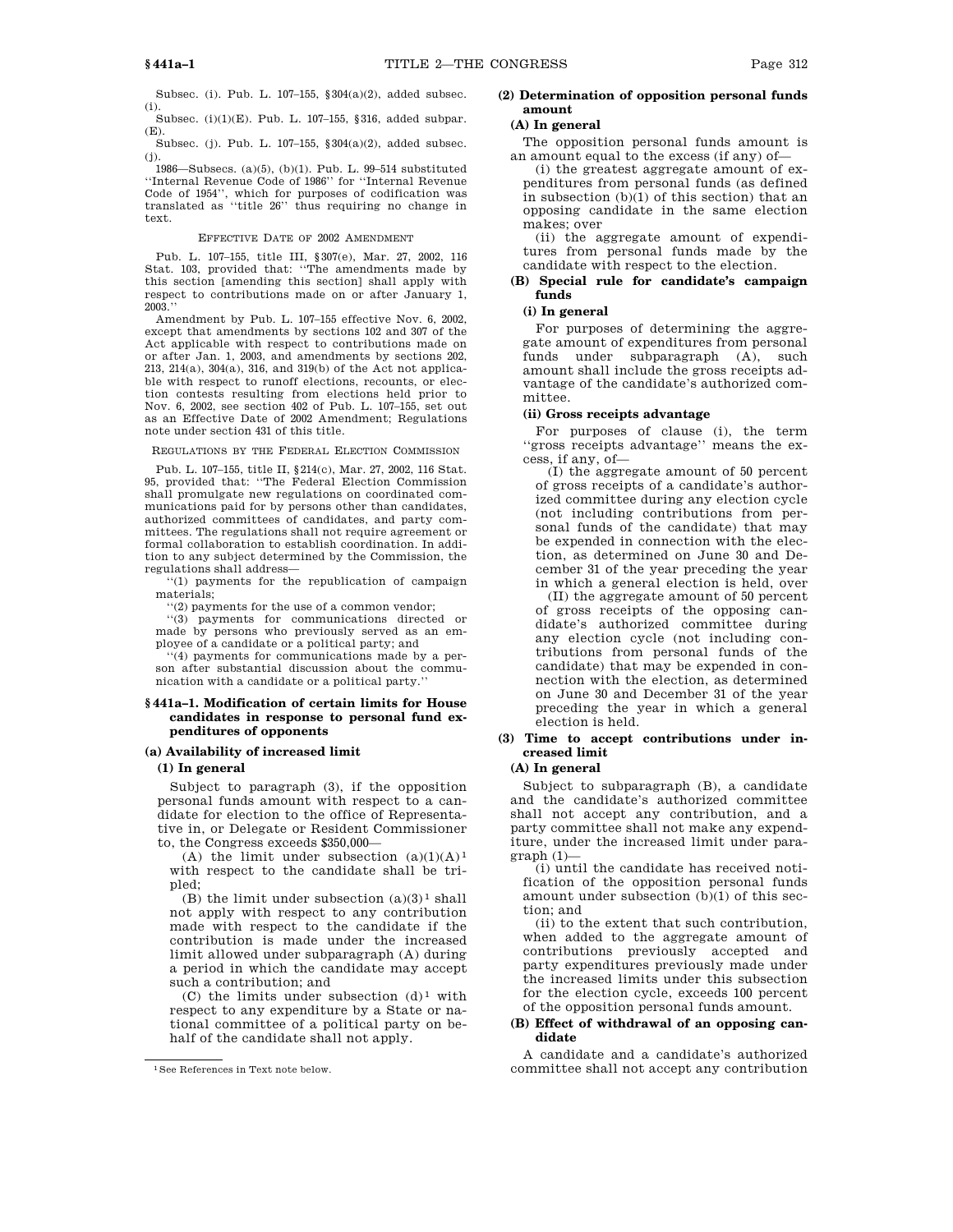Subsec. (i). Pub. L. 107–155, §304(a)(2), added subsec. (i).

Subsec. (i)(1)(E). Pub. L. 107–155, §316, added subpar. (E).

Subsec. (j). Pub. L. 107–155, §304(a)(2), added subsec. (j).

1986—Subsecs. (a)(5), (b)(1). Pub. L. 99–514 substituted "Internal Revenue Code of 1986" for "Internal Revenue Code of 1954", which for purposes of codification was translated as "title 26" thus requiring no change in text.

EFFECTIVE DATE OF 2002 AMENDMENT

Pub. L. 107–155, title III, §307(e), Mar. 27, 2002, 116 Stat. 103, provided that: "The amendments made by this section [amending this section] shall apply with respect to contributions made on or after January 1, 2003."

Amendment by Pub. L. 107–155 effective Nov. 6, 2002, except that amendments by sections 102 and 307 of the Act applicable with respect to contributions made on or after Jan. 1, 2003, and amendments by sections 202, 213, 214(a), 304(a), 316, and 319(b) of the Act not applicable with respect to runoff elections, recounts, or election contests resulting from elections held prior to Nov. 6, 2002, see section 402 of Pub. L. 107–155, set out as an Effective Date of 2002 Amendment; Regulations note under section 431 of this title.

REGULATIONS BY THE FEDERAL ELECTION COMMISSION

Pub. L. 107–155, title II, §214(c), Mar. 27, 2002, 116 Stat. 95, provided that: "The Federal Election Commission shall promulgate new regulations on coordinated communications paid for by persons other than candidates, authorized committees of candidates, and party committees. The regulations shall not require agreement or formal collaboration to establish coordination. In addition to any subject determined by the Commission, the regulations shall address—

"(1) payments for the republication of campaign materials;

"(2) payments for the use of a common vendor;

"(3) payments for communications directed or made by persons who previously served as an employee of a candidate or a political party; and

"(4) payments for communications made by a person after substantial discussion about the communication with a candidate or a political party."

## §441a–1. Modification of certain limits for House candidates in response to personal fund expenditures of opponents

### (a) Availability of increased limit

#### (1) In general

Subject to paragraph (3), if the opposition personal funds amount with respect to a candidate for election to the office of Representative in, or Delegate or Resident Commissioner to, the Congress exceeds $350,000—

(A) the limit under subsection (a)(1)(A)[1] with respect to the candidate shall be tripled;

(B) the limit under subsection (a)(3)[1] shall not apply with respect to any contribution made with respect to the candidate if the contribution is made under the increased limit allowed under subparagraph (A) during a period in which the candidate may accept such a contribution; and

(C) the limits under subsection (d)[1] with respect to any expenditure by a State or national committee of a political party on behalf of the candidate shall not apply.

#### (2) Determination of opposition personal funds amount

##### (A) In general

The opposition personal funds amount is an amount equal to the excess (if any) of—

(i) the greatest aggregate amount of expenditures from personal funds (as defined in subsection (b)(1) of this section) that an opposing candidate in the same election makes; over

(ii) the aggregate amount of expenditures from personal funds made by the candidate with respect to the election.

##### (B) Special rule for candidate's campaign funds

###### (i) In general

For purposes of determining the aggregate amount of expenditures from personal funds under subparagraph (A), such amount shall include the gross receipts advantage of the candidate's authorized committee.

###### (ii) Gross receipts advantage

For purposes of clause (i), the term "gross receipts advantage" means the excess, if any, of—

(I) the aggregate amount of 50 percent of gross receipts of a candidate's authorized committee during any election cycle (not including contributions from personal funds of the candidate) that may be expended in connection with the election, as determined on June 30 and December 31 of the year preceding the year in which a general election is held, over

(II) the aggregate amount of 50 percent of gross receipts of the opposing candidate's authorized committee during any election cycle (not including contributions from personal funds of the candidate) that may be expended in connection with the election, as determined on June 30 and December 31 of the year preceding the year in which a general election is held.

#### (3) Time to accept contributions under increased limit

##### (A) In general

Subject to subparagraph (B), a candidate and the candidate's authorized committee shall not accept any contribution, and a party committee shall not make any expenditure, under the increased limit under paragraph (1)—

(i) until the candidate has received notification of the opposition personal funds amount under subsection (b)(1) of this section; and

(ii) to the extent that such contribution, when added to the aggregate amount of contributions previously accepted and party expenditures previously made under the increased limits under this subsection for the election cycle, exceeds 100 percent of the opposition personal funds amount.

##### (B) Effect of withdrawal of an opposing candidate

A candidate and a candidate's authorized committee shall not accept any contribution

[1] See References in Text note below.